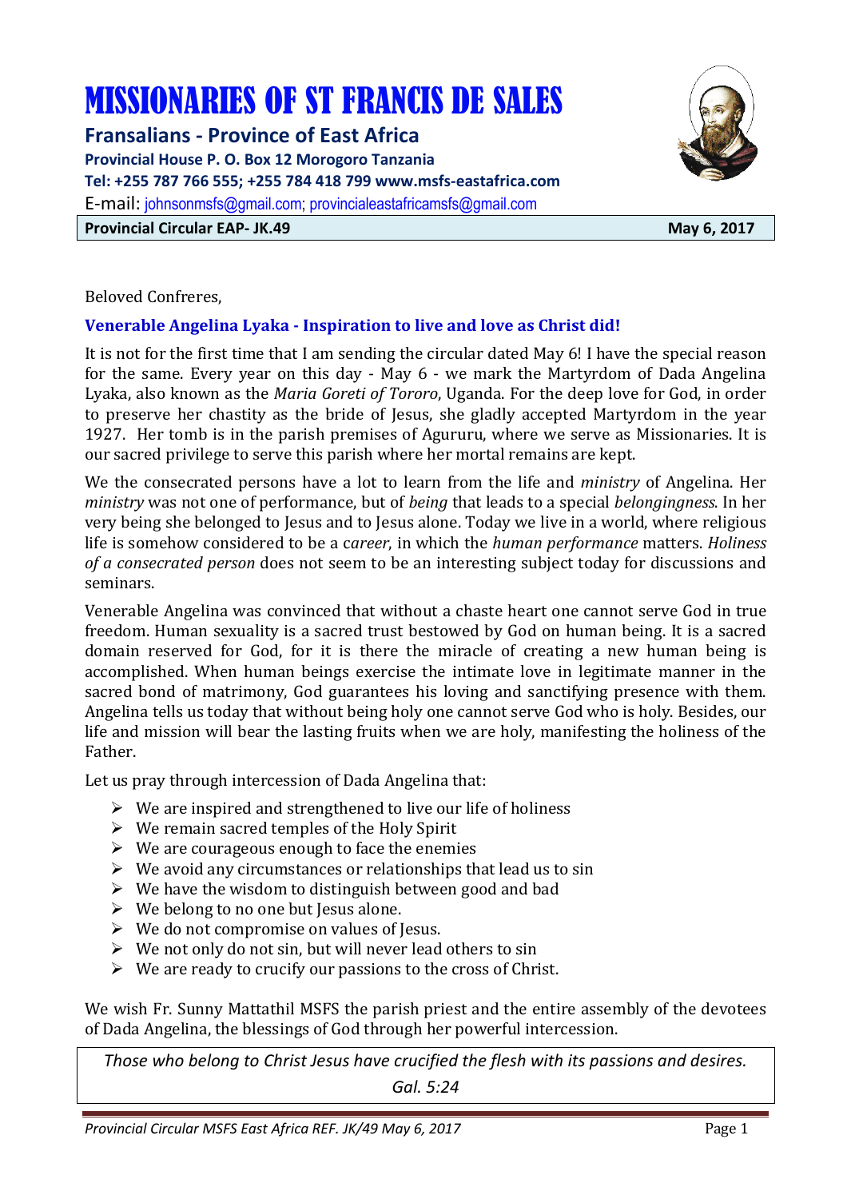# MISSIONARIES OF ST FRANCIS DE SALES

**Fransalians - Province of East Africa**

**Provincial House P. O. Box 12 Morogoro Tanzania**

**Tel: +255 787 766 555; +255 784 418 799 www.msfs-eastafrica.com**

E-mail: johnsonmsfs@gmail.com; provincialeastafricamsfs@gmail.com

**Provincial Circular EAP- JK.49** **May 6, 2017**

Beloved Confreres,

## Venerable Angelina Lyaka - Inspiration to live and love as Christ did!

It is not for the first time that I am sending the circular dated May 6! I have the special reason for the same. Every year on this day - May 6 - we mark the Martyrdom of Dada Angelina Lyaka, also known as the *Maria Goreti of Tororo*, Uganda. For the deep love for God, in order to preserve her chastity as the bride of Jesus, she gladly accepted Martyrdom in the year 1927. Her tomb is in the parish premises of Agururu, where we serve as Missionaries. It is our sacred privilege to serve this parish where her mortal remains are kept.

We the consecrated persons have a lot to learn from the life and *ministry* of Angelina. Her *ministry* was not one of performance, but of *being* that leads to a special *belongingness*. In her very being she belonged to Jesus and to Jesus alone. Today we live in a world, where religious life is somehow considered to be a c*areer*, in which the *human performance* matters. *Holiness of a consecrated person* does not seem to be an interesting subject today for discussions and seminars.

Venerable Angelina was convinced that without a chaste heart one cannot serve God in true freedom. Human sexuality is a sacred trust bestowed by God on human being. It is a sacred domain reserved for God, for it is there the miracle of creating a new human being is accomplished. When human beings exercise the intimate love in legitimate manner in the sacred bond of matrimony, God guarantees his loving and sanctifying presence with them. Angelina tells us today that without being holy one cannot serve God who is holy. Besides, our life and mission will bear the lasting fruits when we are holy, manifesting the holiness of the Father.

Let us pray through intercession of Dada Angelina that:

- We are inspired and strengthened to live our life of holiness
- We remain sacred temples of the Holy Spirit
- We are courageous enough to face the enemies
- We avoid any circumstances or relationships that lead us to sin
- We have the wisdom to distinguish between good and bad
- We belong to no one but Jesus alone.
- We do not compromise on values of Jesus.
- We not only do not sin, but will never lead others to sin
- We are ready to crucify our passions to the cross of Christ.

We wish Fr. Sunny Mattathil MSFS the parish priest and the entire assembly of the devotees of Dada Angelina, the blessings of God through her powerful intercession.

*Those who belong to Christ Jesus have crucified the flesh with its passions and desires.*

*Gal. 5:24*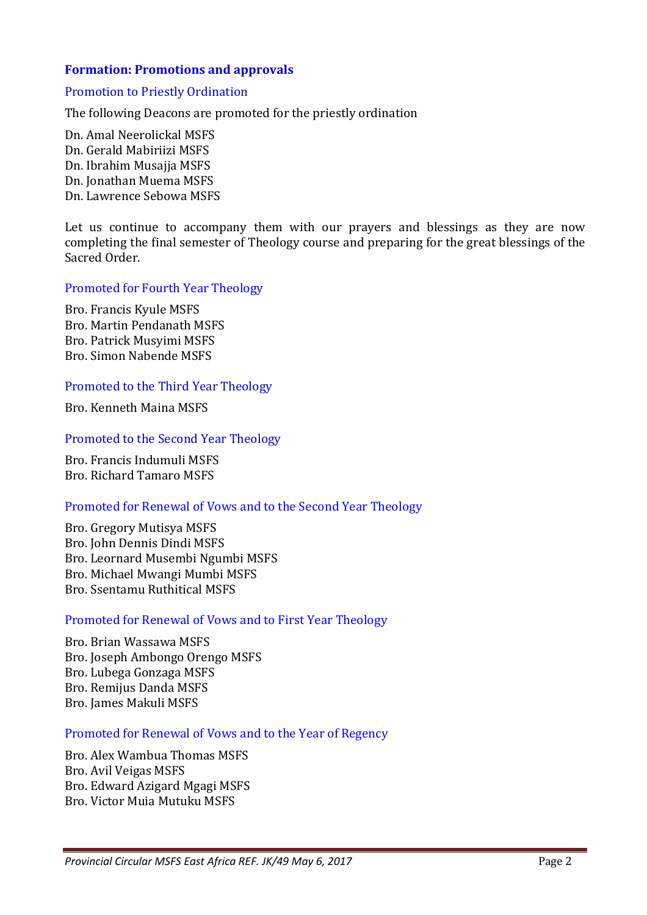## Formation: Promotions and approvals

### Promotion to Priestly Ordination

The following Deacons are promoted for the priestly ordination

Dn. Amal Neerolickal MSFS
Dn. Gerald Mabiriizi MSFS
Dn. Ibrahim Musajja MSFS
Dn. Jonathan Muema MSFS
Dn. Lawrence Sebowa MSFS

Let us continue to accompany them with our prayers and blessings as they are now completing the final semester of Theology course and preparing for the great blessings of the Sacred Order.

### Promoted for Fourth Year Theology

Bro. Francis Kyule MSFS
Bro. Martin Pendanath MSFS
Bro. Patrick Musyimi MSFS
Bro. Simon Nabende MSFS

### Promoted to the Third Year Theology

Bro. Kenneth Maina MSFS

### Promoted to the Second Year Theology

Bro. Francis Indumuli MSFS
Bro. Richard Tamaro MSFS

### Promoted for Renewal of Vows and to the Second Year Theology

Bro. Gregory Mutisya MSFS
Bro. John Dennis Dindi MSFS
Bro. Leornard Musembi Ngumbi MSFS
Bro. Michael Mwangi Mumbi MSFS
Bro. Ssentamu Ruthitical MSFS

### Promoted for Renewal of Vows and to First Year Theology

Bro. Brian Wassawa MSFS
Bro. Joseph Ambongo Orengo MSFS
Bro. Lubega Gonzaga MSFS
Bro. Remijus Danda MSFS
Bro. James Makuli MSFS

### Promoted for Renewal of Vows and to the Year of Regency

Bro. Alex Wambua Thomas MSFS
Bro. Avil Veigas MSFS
Bro. Edward Azigard Mgagi MSFS
Bro. Victor Muia Mutuku MSFS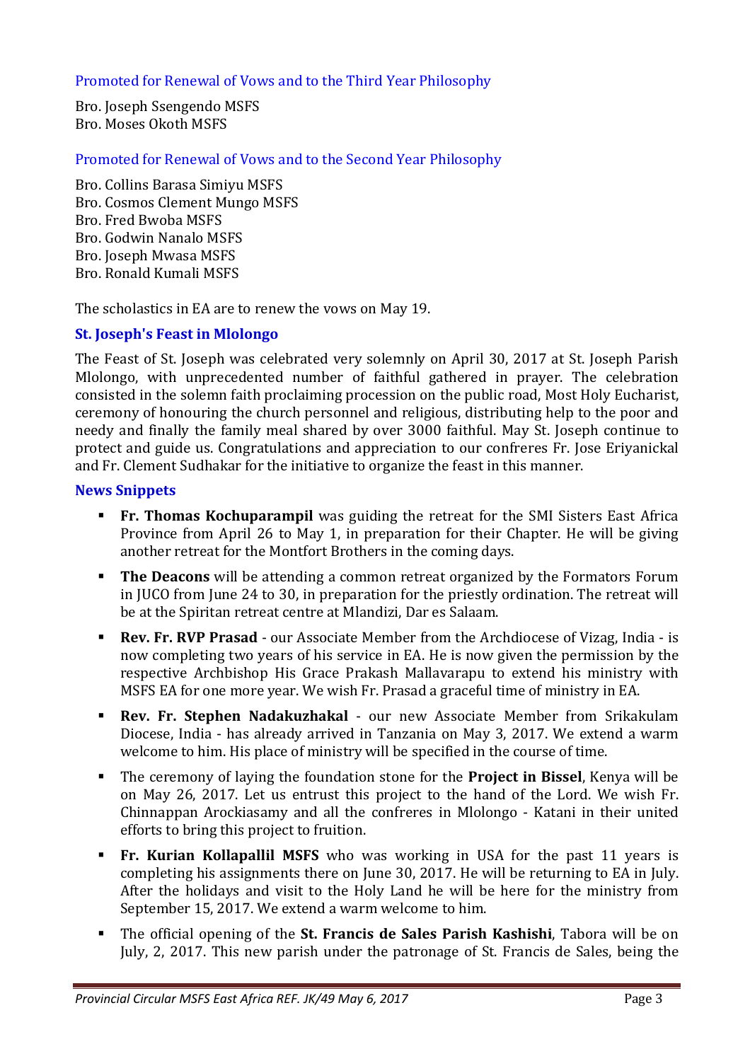### Promoted for Renewal of Vows and to the Third Year Philosophy

Bro. Joseph Ssengendo MSFS
Bro. Moses Okoth MSFS

### Promoted for Renewal of Vows and to the Second Year Philosophy

Bro. Collins Barasa Simiyu MSFS
Bro. Cosmos Clement Mungo MSFS
Bro. Fred Bwoba MSFS
Bro. Godwin Nanalo MSFS
Bro. Joseph Mwasa MSFS
Bro. Ronald Kumali MSFS

The scholastics in EA are to renew the vows on May 19.

## St. Joseph's Feast in Mlolongo

The Feast of St. Joseph was celebrated very solemnly on April 30, 2017 at St. Joseph Parish Mlolongo, with unprecedented number of faithful gathered in prayer. The celebration consisted in the solemn faith proclaiming procession on the public road, Most Holy Eucharist, ceremony of honouring the church personnel and religious, distributing help to the poor and needy and finally the family meal shared by over 3000 faithful. May St. Joseph continue to protect and guide us. Congratulations and appreciation to our confreres Fr. Jose Eriyanickal and Fr. Clement Sudhakar for the initiative to organize the feast in this manner.

## News Snippets

- **Fr. Thomas Kochuparampil** was guiding the retreat for the SMI Sisters East Africa Province from April 26 to May 1, in preparation for their Chapter. He will be giving another retreat for the Montfort Brothers in the coming days.
- **The Deacons** will be attending a common retreat organized by the Formators Forum in JUCO from June 24 to 30, in preparation for the priestly ordination. The retreat will be at the Spiritan retreat centre at Mlandizi, Dar es Salaam.
- **Rev. Fr. RVP Prasad** - our Associate Member from the Archdiocese of Vizag, India - is now completing two years of his service in EA. He is now given the permission by the respective Archbishop His Grace Prakash Mallavarapu to extend his ministry with MSFS EA for one more year. We wish Fr. Prasad a graceful time of ministry in EA.
- **Rev. Fr. Stephen Nadakuzhakal** - our new Associate Member from Srikakulam Diocese, India - has already arrived in Tanzania on May 3, 2017. We extend a warm welcome to him. His place of ministry will be specified in the course of time.
- The ceremony of laying the foundation stone for the **Project in Bissel**, Kenya will be on May 26, 2017. Let us entrust this project to the hand of the Lord. We wish Fr. Chinnappan Arockiasamy and all the confreres in Mlolongo - Katani in their united efforts to bring this project to fruition.
- **Fr. Kurian Kollapallil MSFS** who was working in USA for the past 11 years is completing his assignments there on June 30, 2017. He will be returning to EA in July. After the holidays and visit to the Holy Land he will be here for the ministry from September 15, 2017. We extend a warm welcome to him.
- The official opening of the **St. Francis de Sales Parish Kashishi**, Tabora will be on July, 2, 2017. This new parish under the patronage of St. Francis de Sales, being the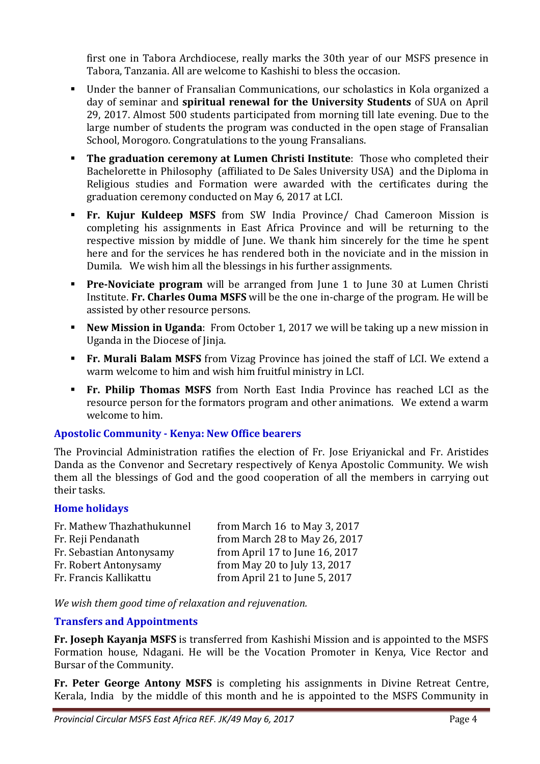first one in Tabora Archdiocese, really marks the 30th year of our MSFS presence in Tabora, Tanzania. All are welcome to Kashishi to bless the occasion.

- Under the banner of Fransalian Communications, our scholastics in Kola organized a day of seminar and **spiritual renewal for the University Students** of SUA on April 29, 2017. Almost 500 students participated from morning till late evening. Due to the large number of students the program was conducted in the open stage of Fransalian School, Morogoro. Congratulations to the young Fransalians.
- **The graduation ceremony at Lumen Christi Institute**: Those who completed their Bachelorette in Philosophy (affiliated to De Sales University USA) and the Diploma in Religious studies and Formation were awarded with the certificates during the graduation ceremony conducted on May 6, 2017 at LCI.
- **Fr. Kujur Kuldeep MSFS** from SW India Province/ Chad Cameroon Mission is completing his assignments in East Africa Province and will be returning to the respective mission by middle of June. We thank him sincerely for the time he spent here and for the services he has rendered both in the noviciate and in the mission in Dumila. We wish him all the blessings in his further assignments.
- **Pre-Noviciate program** will be arranged from June 1 to June 30 at Lumen Christi Institute. **Fr. Charles Ouma MSFS** will be the one in-charge of the program. He will be assisted by other resource persons.
- **New Mission in Uganda**: From October 1, 2017 we will be taking up a new mission in Uganda in the Diocese of Jinja.
- **Fr. Murali Balam MSFS** from Vizag Province has joined the staff of LCI. We extend a warm welcome to him and wish him fruitful ministry in LCI.
- **Fr. Philip Thomas MSFS** from North East India Province has reached LCI as the resource person for the formators program and other animations. We extend a warm welcome to him.

### Apostolic Community - Kenya: New Office bearers

The Provincial Administration ratifies the election of Fr. Jose Eriyanickal and Fr. Aristides Danda as the Convenor and Secretary respectively of Kenya Apostolic Community. We wish them all the blessings of God and the good cooperation of all the members in carrying out their tasks.

### Home holidays

| | |
|---|---|
| Fr. Mathew Thazhathukunnel | from March 16 to May 3, 2017 |
| Fr. Reji Pendanath | from March 28 to May 26, 2017 |
| Fr. Sebastian Antonysamy | from April 17 to June 16, 2017 |
| Fr. Robert Antonysamy | from May 20 to July 13, 2017 |
| Fr. Francis Kallikattu | from April 21 to June 5, 2017 |

*We wish them good time of relaxation and rejuvenation.*

### Transfers and Appointments

**Fr. Joseph Kayanja MSFS** is transferred from Kashishi Mission and is appointed to the MSFS Formation house, Ndagani. He will be the Vocation Promoter in Kenya, Vice Rector and Bursar of the Community.

**Fr. Peter George Antony MSFS** is completing his assignments in Divine Retreat Centre, Kerala, India by the middle of this month and he is appointed to the MSFS Community in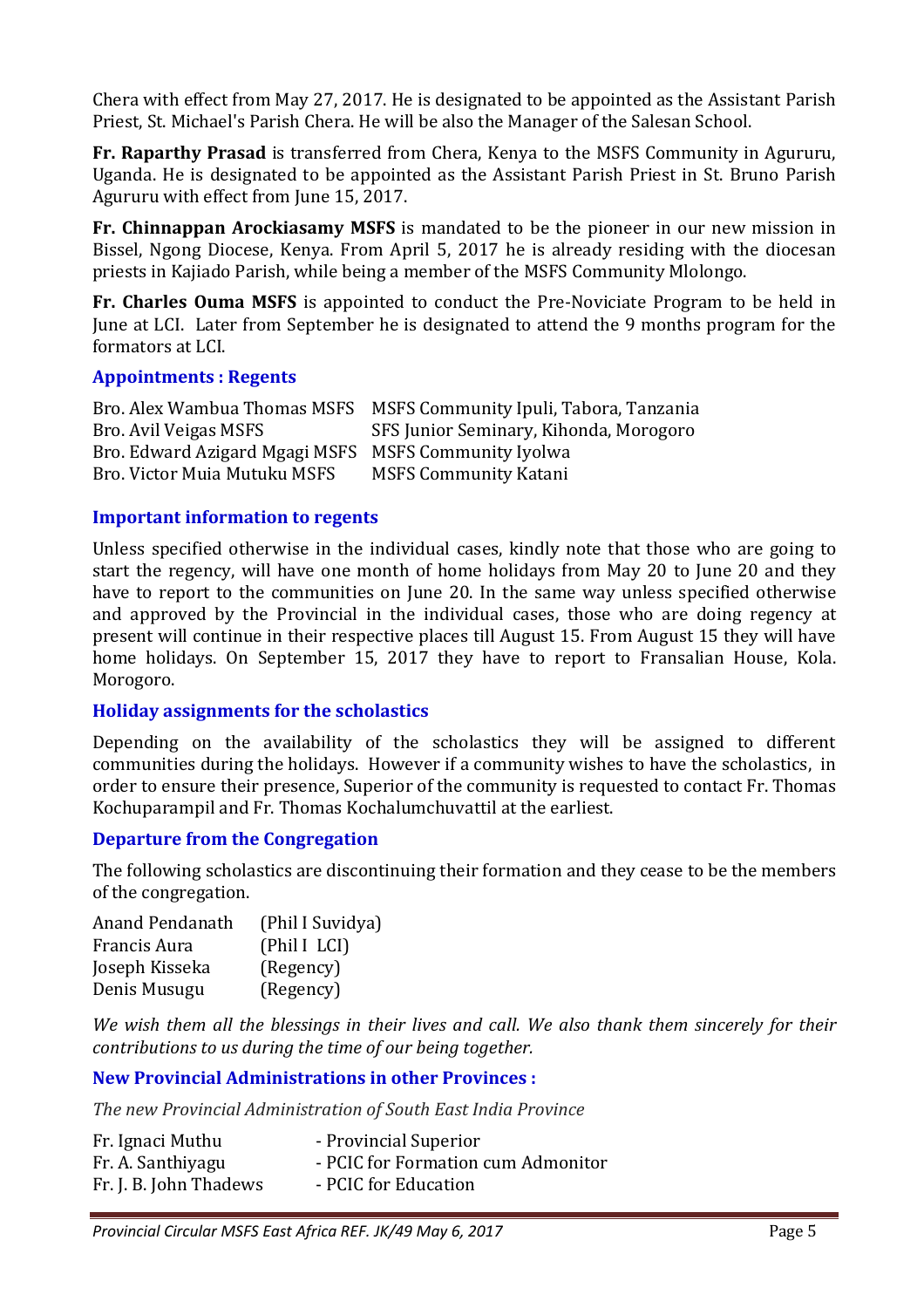Chera with effect from May 27, 2017. He is designated to be appointed as the Assistant Parish Priest, St. Michael's Parish Chera. He will be also the Manager of the Salesan School.

**Fr. Raparthy Prasad** is transferred from Chera, Kenya to the MSFS Community in Agururu, Uganda. He is designated to be appointed as the Assistant Parish Priest in St. Bruno Parish Agururu with effect from June 15, 2017.

**Fr. Chinnappan Arockiasamy MSFS** is mandated to be the pioneer in our new mission in Bissel, Ngong Diocese, Kenya. From April 5, 2017 he is already residing with the diocesan priests in Kajiado Parish, while being a member of the MSFS Community Mlolongo.

**Fr. Charles Ouma MSFS** is appointed to conduct the Pre-Noviciate Program to be held in June at LCI. Later from September he is designated to attend the 9 months program for the formators at LCI.

### Appointments : Regents

| | |
|---|---|
| Bro. Alex Wambua Thomas MSFS | MSFS Community Ipuli, Tabora, Tanzania |
| Bro. Avil Veigas MSFS | SFS Junior Seminary, Kihonda, Morogoro |
| Bro. Edward Azigard Mgagi MSFS | MSFS Community Iyolwa |
| Bro. Victor Muia Mutuku MSFS | MSFS Community Katani |

### Important information to regents

Unless specified otherwise in the individual cases, kindly note that those who are going to start the regency, will have one month of home holidays from May 20 to June 20 and they have to report to the communities on June 20. In the same way unless specified otherwise and approved by the Provincial in the individual cases, those who are doing regency at present will continue in their respective places till August 15. From August 15 they will have home holidays. On September 15, 2017 they have to report to Fransalian House, Kola. Morogoro.

### Holiday assignments for the scholastics

Depending on the availability of the scholastics they will be assigned to different communities during the holidays. However if a community wishes to have the scholastics, in order to ensure their presence, Superior of the community is requested to contact Fr. Thomas Kochuparampil and Fr. Thomas Kochalumchuvattil at the earliest.

### Departure from the Congregation

The following scholastics are discontinuing their formation and they cease to be the members of the congregation.

| | |
|---|---|
| Anand Pendanath | (Phil I Suvidya) |
| Francis Aura | (Phil I LCI) |
| Joseph Kisseka | (Regency) |
| Denis Musugu | (Regency) |

*We wish them all the blessings in their lives and call. We also thank them sincerely for their contributions to us during the time of our being together.*

### New Provincial Administrations in other Provinces :

*The new Provincial Administration of South East India Province*

| | |
|---|---|
| Fr. Ignaci Muthu | - Provincial Superior |
| Fr. A. Santhiyagu | - PCIC for Formation cum Admonitor |
| Fr. J. B. John Thadews | - PCIC for Education |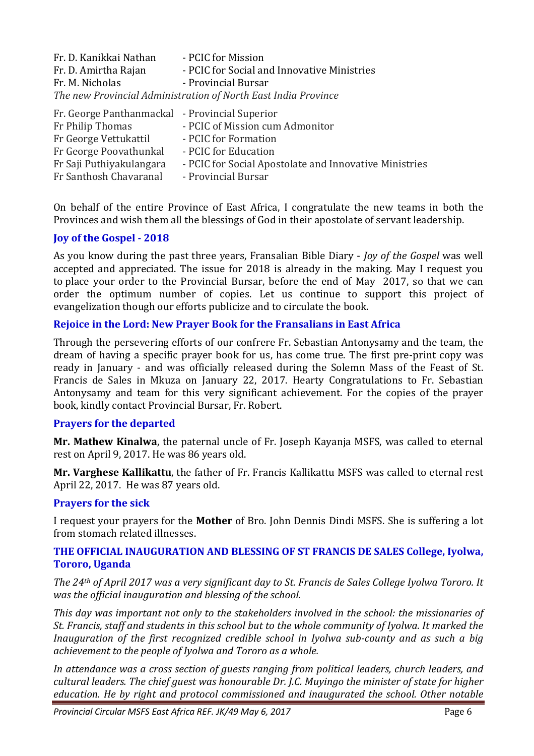Fr. D. Kanikkai Nathan - PCIC for Mission
Fr. D. Amirtha Rajan - PCIC for Social and Innovative Ministries
Fr. M. Nicholas - Provincial Bursar

*The new Provincial Administration of North East India Province*

Fr. George Panthanmackal - Provincial Superior
Fr Philip Thomas - PCIC of Mission cum Admonitor
Fr George Vettukattil - PCIC for Formation
Fr George Poovathunkal - PCIC for Education
Fr Saji Puthiyakulangara - PCIC for Social Apostolate and Innovative Ministries
Fr Santhosh Chavaranal - Provincial Bursar

On behalf of the entire Province of East Africa, I congratulate the new teams in both the Provinces and wish them all the blessings of God in their apostolate of servant leadership.

## Joy of the Gospel - 2018

As you know during the past three years, Fransalian Bible Diary - *Joy of the Gospel* was well accepted and appreciated. The issue for 2018 is already in the making. May I request you to place your order to the Provincial Bursar, before the end of May 2017, so that we can order the optimum number of copies. Let us continue to support this project of evangelization though our efforts publicize and to circulate the book.

## Rejoice in the Lord: New Prayer Book for the Fransalians in East Africa

Through the persevering efforts of our confrere Fr. Sebastian Antonysamy and the team, the dream of having a specific prayer book for us, has come true. The first pre-print copy was ready in January - and was officially released during the Solemn Mass of the Feast of St. Francis de Sales in Mkuza on January 22, 2017. Hearty Congratulations to Fr. Sebastian Antonysamy and team for this very significant achievement. For the copies of the prayer book, kindly contact Provincial Bursar, Fr. Robert.

## Prayers for the departed

**Mr. Mathew Kinalwa**, the paternal uncle of Fr. Joseph Kayanja MSFS, was called to eternal rest on April 9, 2017. He was 86 years old.

**Mr. Varghese Kallikattu**, the father of Fr. Francis Kallikattu MSFS was called to eternal rest April 22, 2017. He was 87 years old.

## Prayers for the sick

I request your prayers for the **Mother** of Bro. John Dennis Dindi MSFS. She is suffering a lot from stomach related illnesses.

## THE OFFICIAL INAUGURATION AND BLESSING OF ST FRANCIS DE SALES College, Iyolwa, Tororo, Uganda

*The 24th of April 2017 was a very significant day to St. Francis de Sales College Iyolwa Tororo. It was the official inauguration and blessing of the school.*

*This day was important not only to the stakeholders involved in the school: the missionaries of St. Francis, staff and students in this school but to the whole community of Iyolwa. It marked the Inauguration of the first recognized credible school in Iyolwa sub-county and as such a big achievement to the people of Iyolwa and Tororo as a whole.*

*In attendance was a cross section of guests ranging from political leaders, church leaders, and cultural leaders. The chief guest was honourable Dr. J.C. Muyingo the minister of state for higher education. He by right and protocol commissioned and inaugurated the school. Other notable*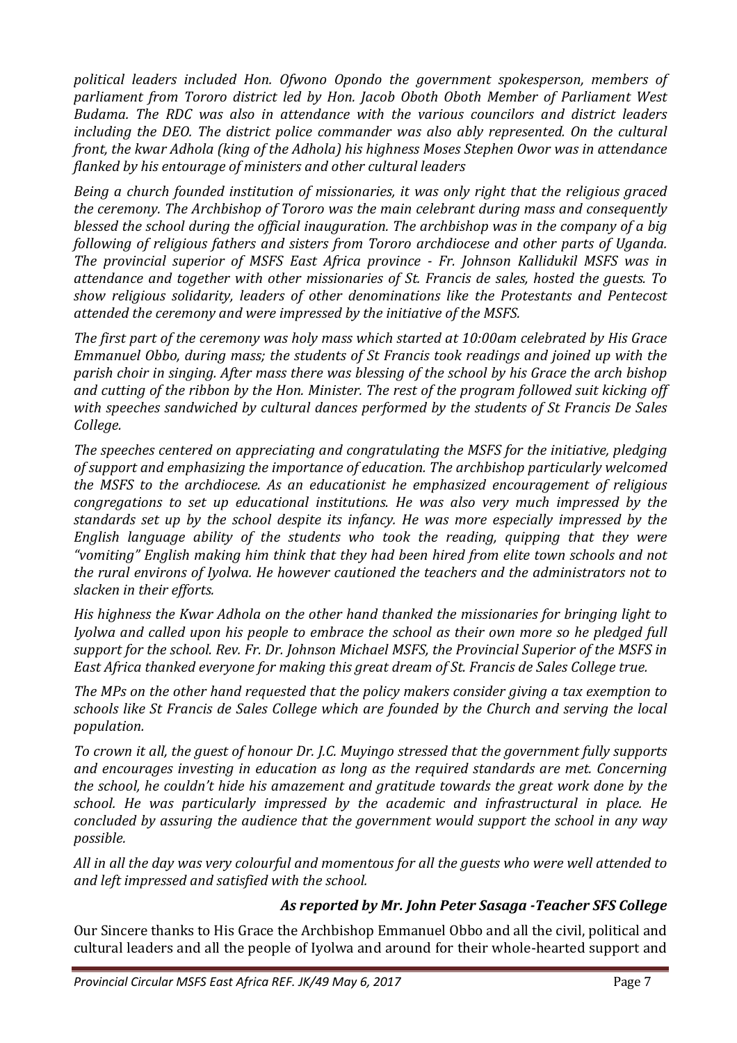*political leaders included Hon. Ofwono Opondo the government spokesperson, members of parliament from Tororo district led by Hon. Jacob Oboth Oboth Member of Parliament West Budama. The RDC was also in attendance with the various councilors and district leaders including the DEO. The district police commander was also ably represented. On the cultural front, the kwar Adhola (king of the Adhola) his highness Moses Stephen Owor was in attendance flanked by his entourage of ministers and other cultural leaders*

*Being a church founded institution of missionaries, it was only right that the religious graced the ceremony. The Archbishop of Tororo was the main celebrant during mass and consequently blessed the school during the official inauguration. The archbishop was in the company of a big following of religious fathers and sisters from Tororo archdiocese and other parts of Uganda. The provincial superior of MSFS East Africa province - Fr. Johnson Kallidukil MSFS was in attendance and together with other missionaries of St. Francis de sales, hosted the guests. To show religious solidarity, leaders of other denominations like the Protestants and Pentecost attended the ceremony and were impressed by the initiative of the MSFS.*

*The first part of the ceremony was holy mass which started at 10:00am celebrated by His Grace Emmanuel Obbo, during mass; the students of St Francis took readings and joined up with the parish choir in singing. After mass there was blessing of the school by his Grace the arch bishop and cutting of the ribbon by the Hon. Minister. The rest of the program followed suit kicking off with speeches sandwiched by cultural dances performed by the students of St Francis De Sales College.*

*The speeches centered on appreciating and congratulating the MSFS for the initiative, pledging of support and emphasizing the importance of education. The archbishop particularly welcomed the MSFS to the archdiocese. As an educationist he emphasized encouragement of religious congregations to set up educational institutions. He was also very much impressed by the standards set up by the school despite its infancy. He was more especially impressed by the English language ability of the students who took the reading, quipping that they were "vomiting" English making him think that they had been hired from elite town schools and not the rural environs of Iyolwa. He however cautioned the teachers and the administrators not to slacken in their efforts.*

*His highness the Kwar Adhola on the other hand thanked the missionaries for bringing light to Iyolwa and called upon his people to embrace the school as their own more so he pledged full support for the school. Rev. Fr. Dr. Johnson Michael MSFS, the Provincial Superior of the MSFS in East Africa thanked everyone for making this great dream of St. Francis de Sales College true.*

*The MPs on the other hand requested that the policy makers consider giving a tax exemption to schools like St Francis de Sales College which are founded by the Church and serving the local population.*

*To crown it all, the guest of honour Dr. J.C. Muyingo stressed that the government fully supports and encourages investing in education as long as the required standards are met. Concerning the school, he couldn't hide his amazement and gratitude towards the great work done by the school. He was particularly impressed by the academic and infrastructural in place. He concluded by assuring the audience that the government would support the school in any way possible.*

*All in all the day was very colourful and momentous for all the guests who were well attended to and left impressed and satisfied with the school.*

***As reported by Mr. John Peter Sasaga -Teacher SFS College***

Our Sincere thanks to His Grace the Archbishop Emmanuel Obbo and all the civil, political and cultural leaders and all the people of Iyolwa and around for their whole-hearted support and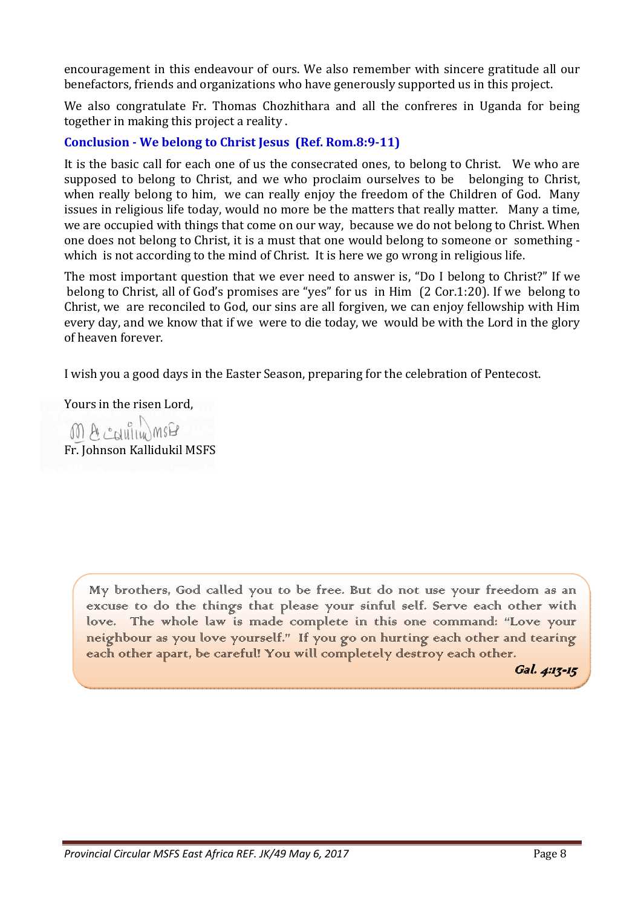encouragement in this endeavour of ours. We also remember with sincere gratitude all our benefactors, friends and organizations who have generously supported us in this project.

We also congratulate Fr. Thomas Chozhithara and all the confreres in Uganda for being together in making this project a reality .

### Conclusion - We belong to Christ Jesus (Ref. Rom.8:9-11)

It is the basic call for each one of us the consecrated ones, to belong to Christ. We who are supposed to belong to Christ, and we who proclaim ourselves to be belonging to Christ, when really belong to him, we can really enjoy the freedom of the Children of God. Many issues in religious life today, would no more be the matters that really matter. Many a time, we are occupied with things that come on our way, because we do not belong to Christ. When one does not belong to Christ, it is a must that one would belong to someone or something - which is not according to the mind of Christ. It is here we go wrong in religious life.

The most important question that we ever need to answer is, "Do I belong to Christ?" If we belong to Christ, all of God's promises are "yes" for us in Him (2 Cor.1:20). If we belong to Christ, we are reconciled to God, our sins are all forgiven, we can enjoy fellowship with Him every day, and we know that if we were to die today, we would be with the Lord in the glory of heaven forever.

I wish you a good days in the Easter Season, preparing for the celebration of Pentecost.

Yours in the risen Lord,

Fr. Johnson Kallidukil MSFS

> My brothers, God called you to be free. But do not use your freedom as an excuse to do the things that please your sinful self. Serve each other with love. The whole law is made complete in this one command: "Love your neighbour as you love yourself." If you go on hurting each other and tearing each other apart, be careful! You will completely destroy each other.
>
> *Gal. 4:13-15*